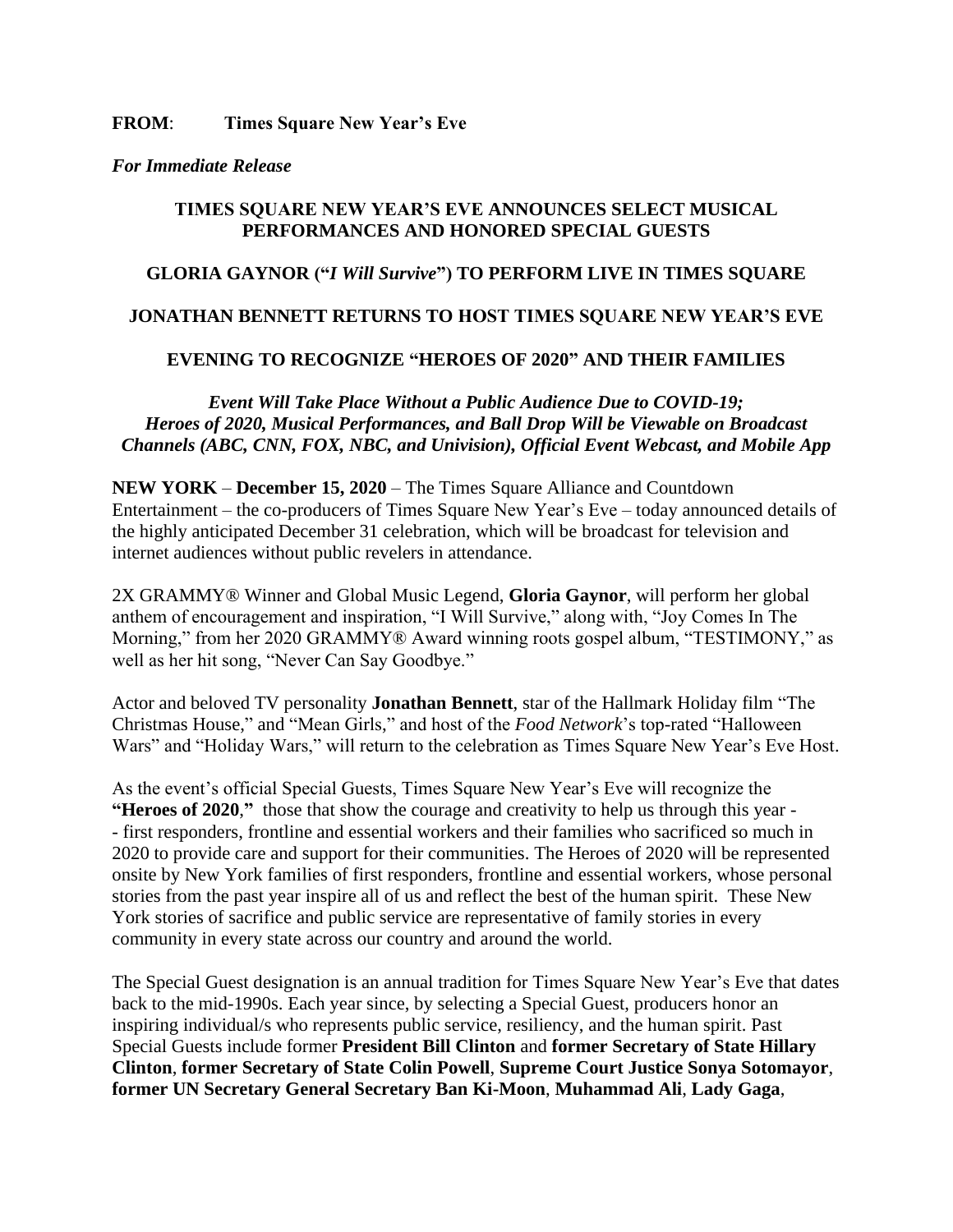**FROM**: **Times Square New Year's Eve**

***For Immediate Release***

## TIMES SQUARE NEW YEAR'S EVE ANNOUNCES SELECT MUSICAL PERFORMANCES AND HONORED SPECIAL GUESTS

## GLORIA GAYNOR ("*I Will Survive*") TO PERFORM LIVE IN TIMES SQUARE

## JONATHAN BENNETT RETURNS TO HOST TIMES SQUARE NEW YEAR'S EVE

## EVENING TO RECOGNIZE "HEROES OF 2020" AND THEIR FAMILIES

***Event Will Take Place Without a Public Audience Due to COVID-19; Heroes of 2020, Musical Performances, and Ball Drop Will be Viewable on Broadcast Channels (ABC, CNN, FOX, NBC, and Univision), Official Event Webcast, and Mobile App***

**NEW YORK** – **December 15, 2020** – The Times Square Alliance and Countdown Entertainment – the co-producers of Times Square New Year's Eve – today announced details of the highly anticipated December 31 celebration, which will be broadcast for television and internet audiences without public revelers in attendance.

2X GRAMMY® Winner and Global Music Legend, **Gloria Gaynor**, will perform her global anthem of encouragement and inspiration, "I Will Survive," along with, "Joy Comes In The Morning," from her 2020 GRAMMY® Award winning roots gospel album, "TESTIMONY," as well as her hit song, "Never Can Say Goodbye."

Actor and beloved TV personality **Jonathan Bennett**, star of the Hallmark Holiday film "The Christmas House," and "Mean Girls," and host of the *Food Network*'s top-rated "Halloween Wars" and "Holiday Wars," will return to the celebration as Times Square New Year's Eve Host.

As the event's official Special Guests, Times Square New Year's Eve will recognize the **"Heroes of 2020,"** those that show the courage and creativity to help us through this year -- first responders, frontline and essential workers and their families who sacrificed so much in 2020 to provide care and support for their communities. The Heroes of 2020 will be represented onsite by New York families of first responders, frontline and essential workers, whose personal stories from the past year inspire all of us and reflect the best of the human spirit. These New York stories of sacrifice and public service are representative of family stories in every community in every state across our country and around the world.

The Special Guest designation is an annual tradition for Times Square New Year's Eve that dates back to the mid-1990s. Each year since, by selecting a Special Guest, producers honor an inspiring individual/s who represents public service, resiliency, and the human spirit. Past Special Guests include former **President Bill Clinton** and **former Secretary of State Hillary Clinton**, **former Secretary of State Colin Powell**, **Supreme Court Justice Sonya Sotomayor**, **former UN Secretary General Secretary Ban Ki-Moon**, **Muhammad Ali**, **Lady Gaga**,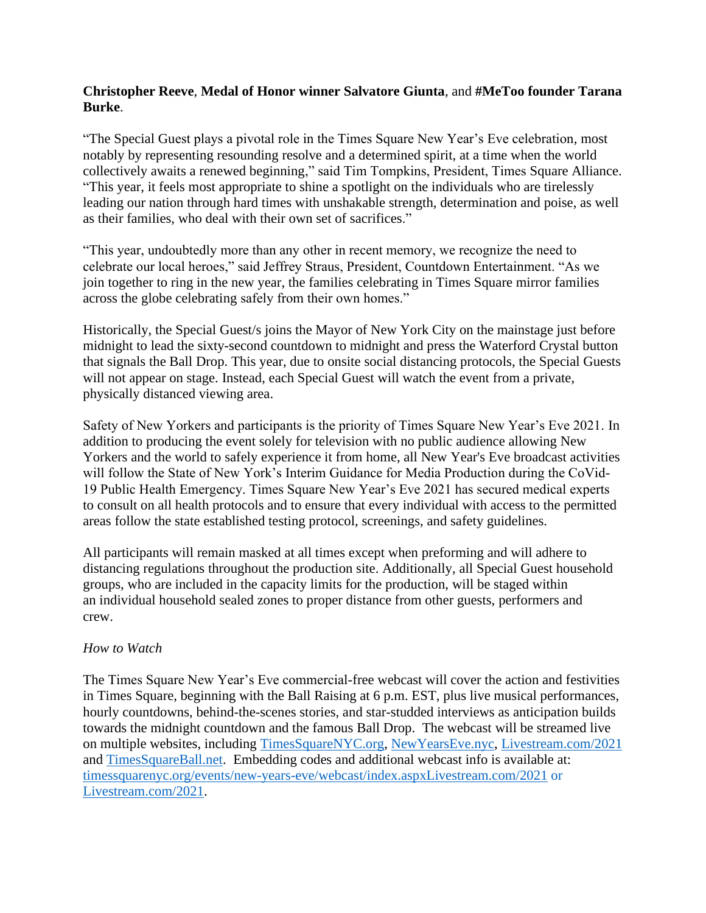**Christopher Reeve**, **Medal of Honor winner Salvatore Giunta**, and **#MeToo founder Tarana Burke**.

"The Special Guest plays a pivotal role in the Times Square New Year's Eve celebration, most notably by representing resounding resolve and a determined spirit, at a time when the world collectively awaits a renewed beginning," said Tim Tompkins, President, Times Square Alliance. "This year, it feels most appropriate to shine a spotlight on the individuals who are tirelessly leading our nation through hard times with unshakable strength, determination and poise, as well as their families, who deal with their own set of sacrifices."

"This year, undoubtedly more than any other in recent memory, we recognize the need to celebrate our local heroes," said Jeffrey Straus, President, Countdown Entertainment. "As we join together to ring in the new year, the families celebrating in Times Square mirror families across the globe celebrating safely from their own homes."

Historically, the Special Guest/s joins the Mayor of New York City on the mainstage just before midnight to lead the sixty-second countdown to midnight and press the Waterford Crystal button that signals the Ball Drop. This year, due to onsite social distancing protocols, the Special Guests will not appear on stage. Instead, each Special Guest will watch the event from a private, physically distanced viewing area.

Safety of New Yorkers and participants is the priority of Times Square New Year's Eve 2021. In addition to producing the event solely for television with no public audience allowing New Yorkers and the world to safely experience it from home, all New Year's Eve broadcast activities will follow the State of New York's Interim Guidance for Media Production during the CoVid-19 Public Health Emergency. Times Square New Year's Eve 2021 has secured medical experts to consult on all health protocols and to ensure that every individual with access to the permitted areas follow the state established testing protocol, screenings, and safety guidelines.

All participants will remain masked at all times except when preforming and will adhere to distancing regulations throughout the production site. Additionally, all Special Guest household groups, who are included in the capacity limits for the production, will be staged within an individual household sealed zones to proper distance from other guests, performers and crew.

*How to Watch*

The Times Square New Year's Eve commercial-free webcast will cover the action and festivities in Times Square, beginning with the Ball Raising at 6 p.m. EST, plus live musical performances, hourly countdowns, behind-the-scenes stories, and star-studded interviews as anticipation builds towards the midnight countdown and the famous Ball Drop. The webcast will be streamed live on multiple websites, including [TimesSquareNYC.org](TimesSquareNYC.org), [NewYearsEve.nyc](NewYearsEve.nyc), [Livestream.com/2021](Livestream.com/2021) and [TimesSquareBall.net](TimesSquareBall.net). Embedding codes and additional webcast info is available at: [timessquarenyc.org/events/new-years-eve/webcast/index.aspxLivestream.com/2021](timessquarenyc.org/events/new-years-eve/webcast/index.aspx) or [Livestream.com/2021](Livestream.com/2021).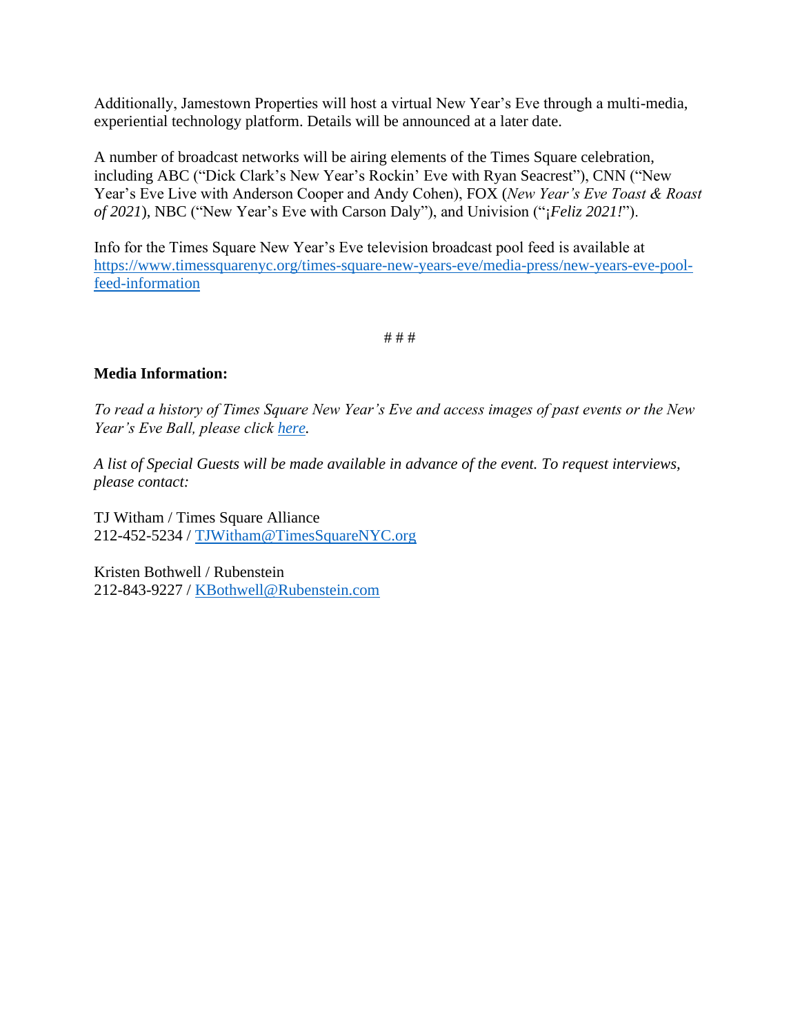Additionally, Jamestown Properties will host a virtual New Year's Eve through a multi-media, experiential technology platform. Details will be announced at a later date.

A number of broadcast networks will be airing elements of the Times Square celebration, including ABC ("Dick Clark's New Year's Rockin' Eve with Ryan Seacrest"), CNN ("New Year's Eve Live with Anderson Cooper and Andy Cohen), FOX (*New Year's Eve Toast & Roast of 2021*), NBC ("New Year's Eve with Carson Daly"), and Univision ("*¡Feliz 2021!*").

Info for the Times Square New Year's Eve television broadcast pool feed is available at [https://www.timessquarenyc.org/times-square-new-years-eve/media-press/new-years-eve-pool-feed-information](https://www.timessquarenyc.org/times-square-new-years-eve/media-press/new-years-eve-pool-feed-information)

# # #

**Media Information:**

*To read a history of Times Square New Year's Eve and access images of past events or the New Year's Eve Ball, please click [here](here).*

*A list of Special Guests will be made available in advance of the event. To request interviews, please contact:*

TJ Witham / Times Square Alliance
212-452-5234 / [TJWitham@TimesSquareNYC.org](mailto:TJWitham@TimesSquareNYC.org)

Kristen Bothwell / Rubenstein
212-843-9227 / [KBothwell@Rubenstein.com](mailto:KBothwell@Rubenstein.com)